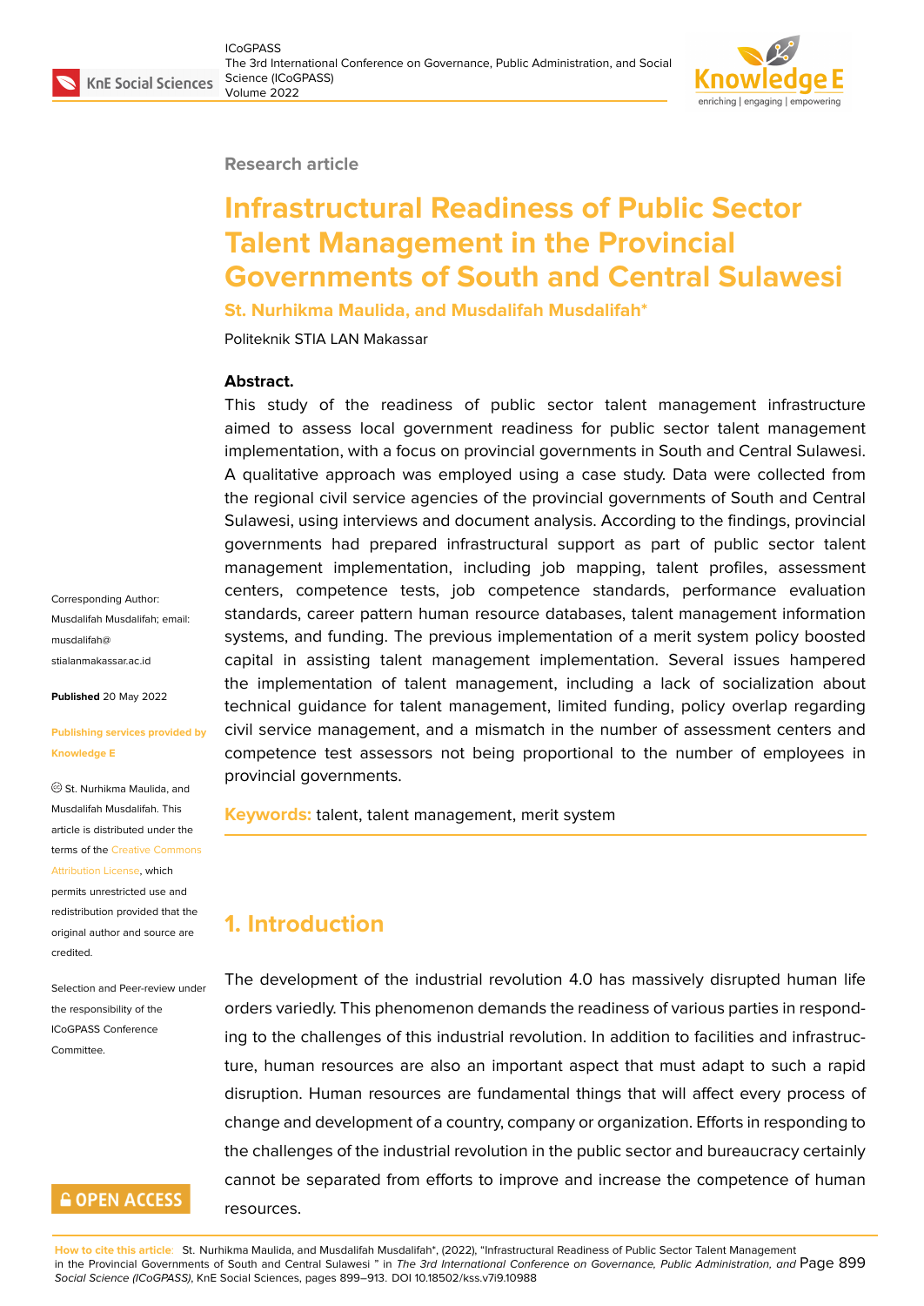Research article

# Infrastructural Readiness of Public Sector Talent Management in the Provincial Governments of South and Central Sulawesi

**St. Nurhikma Maulida, and Musdalifah Musdalifah***

Politeknik STIA LAN Makassar

**Abstract.**
This study of the readiness of public sector talent management infrastructure aimed to assess local government readiness for public sector talent management implementation, with a focus on provincial governments in South and Central Sulawesi. A qualitative approach was employed using a case study. Data were collected from the regional civil service agencies of the provincial governments of South and Central Sulawesi, using interviews and document analysis. According to the findings, provincial governments had prepared infrastructural support as part of public sector talent management implementation, including job mapping, talent profiles, assessment centers, competence tests, job competence standards, performance evaluation standards, career pattern human resource databases, talent management information systems, and funding. The previous implementation of a merit system policy boosted capital in assisting talent management implementation. Several issues hampered the implementation of talent management, including a lack of socialization about technical guidance for talent management, limited funding, policy overlap regarding civil service management, and a mismatch in the number of assessment centers and competence test assessors not being proportional to the number of employees in provincial governments.

**Keywords:** talent, talent management, merit system

Corresponding Author: Musdalifah Musdalifah; email: musdalifah@stialanmakassar.ac.id

**Published** 20 May 2022

**Publishing services provided by Knowledge E**

© St. Nurhikma Maulida, and Musdalifah Musdalifah. This article is distributed under the terms of the Creative Commons Attribution License, which permits unrestricted use and redistribution provided that the original author and source are credited.

Selection and Peer-review under the responsibility of the ICoGPASS Conference Committee.

## 1. Introduction

The development of the industrial revolution 4.0 has massively disrupted human life orders variedly. This phenomenon demands the readiness of various parties in responding to the challenges of this industrial revolution. In addition to facilities and infrastructure, human resources are also an important aspect that must adapt to such a rapid disruption. Human resources are fundamental things that will affect every process of change and development of a country, company or organization. Efforts in responding to the challenges of the industrial revolution in the public sector and bureaucracy certainly cannot be separated from efforts to improve and increase the competence of human resources.

**How to cite this article:** St. Nurhikma Maulida, and Musdalifah Musdalifah*, (2022), "Infrastructural Readiness of Public Sector Talent Management in the Provincial Governments of South and Central Sulawesi " in *The 3rd International Conference on Governance, Public Administration, and Social Science (ICoGPASS)*, KnE Social Sciences, pages 899–913. DOI 10.18502/kss.v7i9.10988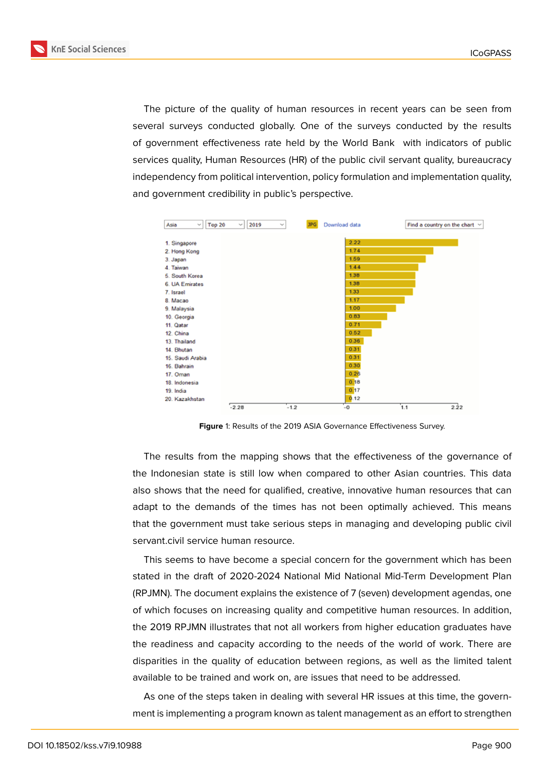The picture of the quality of human resources in recent years can be seen from several surveys conducted globally. One of the surveys conducted by the results of government effectiveness rate held by the World Bank with indicators of public services quality, Human Resources (HR) of the public civil servant quality, bureaucracy independency from political intervention, policy formulation and implementation quality, and government credibility in public's perspective.

| Rank | Country | Score |
|---|---|---|
| 1 | Singapore | 2.22 |
| 2 | Hong Kong | 1.74 |
| 3 | Japan | 1.59 |
| 4 | Taiwan | 1.44 |
| 5 | South Korea | 1.38 |
| 6 | UA Emirates | 1.38 |
| 7 | Israel | 1.33 |
| 8 | Macao | 1.17 |
| 9 | Malaysia | 1.00 |
| 10 | Georgia | 0.83 |
| 11 | Qatar | 0.71 |
| 12 | China | 0.52 |
| 13 | Thailand | 0.36 |
| 14 | Bhutan | 0.31 |
| 15 | Saudi Arabia | 0.31 |
| 16 | Bahrain | 0.30 |
| 17 | Oman | 0.26 |
| 18 | Indonesia | 0.18 |
| 19 | India | 0.17 |
| 20 | Kazakhstan | 0.12 |

**Figure** 1: Results of the 2019 ASIA Governance Effectiveness Survey.

The results from the mapping shows that the effectiveness of the governance of the Indonesian state is still low when compared to other Asian countries. This data also shows that the need for qualified, creative, innovative human resources that can adapt to the demands of the times has not been optimally achieved. This means that the government must take serious steps in managing and developing public civil servant.civil service human resource.

This seems to have become a special concern for the government which has been stated in the draft of 2020-2024 National Mid National Mid-Term Development Plan (RPJMN). The document explains the existence of 7 (seven) development agendas, one of which focuses on increasing quality and competitive human resources. In addition, the 2019 RPJMN illustrates that not all workers from higher education graduates have the readiness and capacity according to the needs of the world of work. There are disparities in the quality of education between regions, as well as the limited talent available to be trained and work on, are issues that need to be addressed.

As one of the steps taken in dealing with several HR issues at this time, the government is implementing a program known as talent management as an effort to strengthen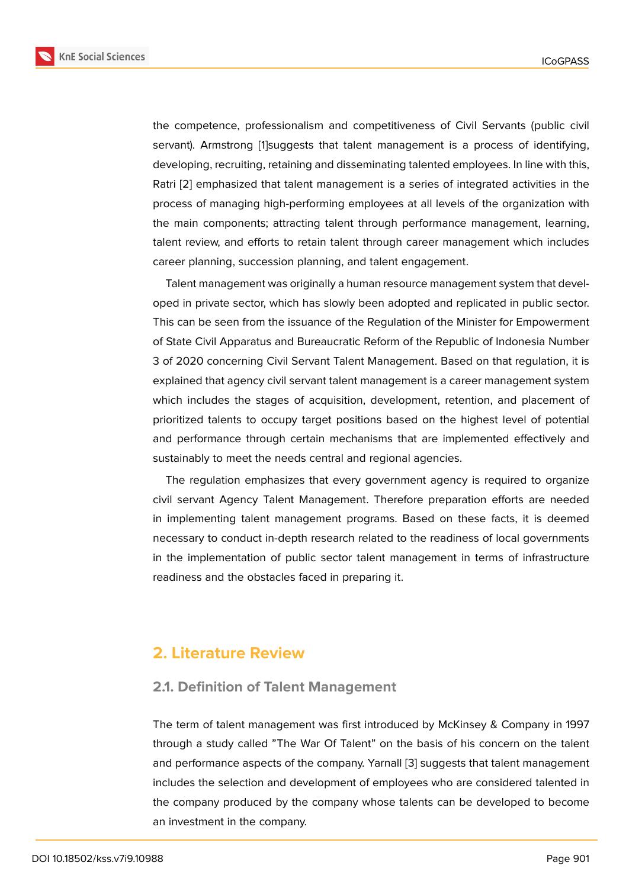the competence, professionalism and competitiveness of Civil Servants (public civil servant). Armstrong [1]suggests that talent management is a process of identifying, developing, recruiting, retaining and disseminating talented employees. In line with this, Ratri [2] emphasized that talent management is a series of integrated activities in the process of managing high-performing employees at all levels of the organization with the main components; attracting talent through performance management, learning, talent review, and efforts to retain talent through career management which includes career planning, succession planning, and talent engagement.

Talent management was originally a human resource management system that developed in private sector, which has slowly been adopted and replicated in public sector. This can be seen from the issuance of the Regulation of the Minister for Empowerment of State Civil Apparatus and Bureaucratic Reform of the Republic of Indonesia Number 3 of 2020 concerning Civil Servant Talent Management. Based on that regulation, it is explained that agency civil servant talent management is a career management system which includes the stages of acquisition, development, retention, and placement of prioritized talents to occupy target positions based on the highest level of potential and performance through certain mechanisms that are implemented effectively and sustainably to meet the needs central and regional agencies.

The regulation emphasizes that every government agency is required to organize civil servant Agency Talent Management. Therefore preparation efforts are needed in implementing talent management programs. Based on these facts, it is deemed necessary to conduct in-depth research related to the readiness of local governments in the implementation of public sector talent management in terms of infrastructure readiness and the obstacles faced in preparing it.

## 2. Literature Review

### 2.1. Definition of Talent Management

The term of talent management was first introduced by McKinsey & Company in 1997 through a study called "The War Of Talent" on the basis of his concern on the talent and performance aspects of the company. Yarnall [3] suggests that talent management includes the selection and development of employees who are considered talented in the company produced by the company whose talents can be developed to become an investment in the company.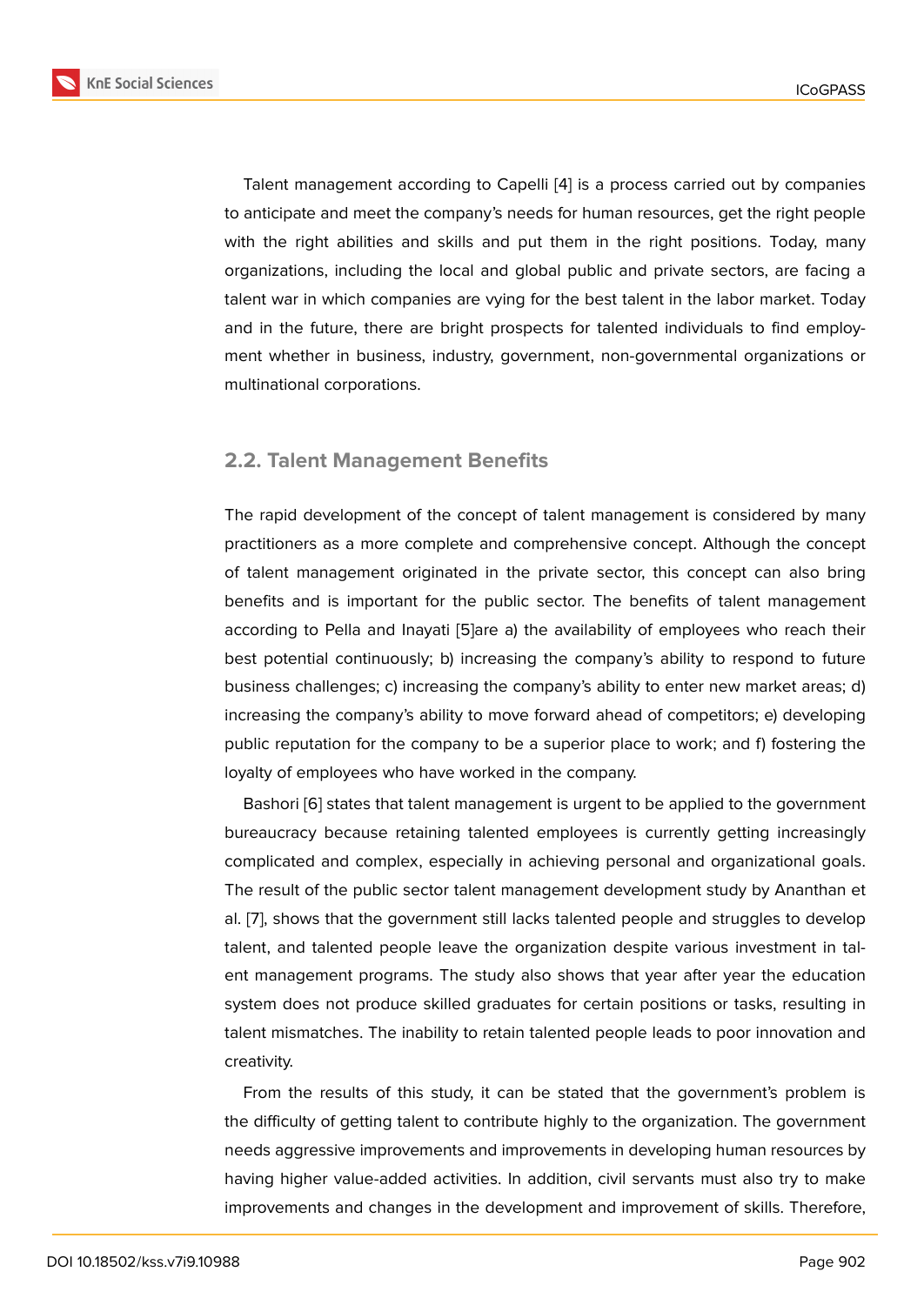Talent management according to Capelli [4] is a process carried out by companies to anticipate and meet the company's needs for human resources, get the right people with the right abilities and skills and put them in the right positions. Today, many organizations, including the local and global public and private sectors, are facing a talent war in which companies are vying for the best talent in the labor market. Today and in the future, there are bright prospects for talented individuals to find employment whether in business, industry, government, non-governmental organizations or multinational corporations.

## 2.2. Talent Management Benefits

The rapid development of the concept of talent management is considered by many practitioners as a more complete and comprehensive concept. Although the concept of talent management originated in the private sector, this concept can also bring benefits and is important for the public sector. The benefits of talent management according to Pella and Inayati [5]are a) the availability of employees who reach their best potential continuously; b) increasing the company's ability to respond to future business challenges; c) increasing the company's ability to enter new market areas; d) increasing the company's ability to move forward ahead of competitors; e) developing public reputation for the company to be a superior place to work; and f) fostering the loyalty of employees who have worked in the company.

Bashori [6] states that talent management is urgent to be applied to the government bureaucracy because retaining talented employees is currently getting increasingly complicated and complex, especially in achieving personal and organizational goals. The result of the public sector talent management development study by Ananthan et al. [7], shows that the government still lacks talented people and struggles to develop talent, and talented people leave the organization despite various investment in talent management programs. The study also shows that year after year the education system does not produce skilled graduates for certain positions or tasks, resulting in talent mismatches. The inability to retain talented people leads to poor innovation and creativity.

From the results of this study, it can be stated that the government's problem is the difficulty of getting talent to contribute highly to the organization. The government needs aggressive improvements and improvements in developing human resources by having higher value-added activities. In addition, civil servants must also try to make improvements and changes in the development and improvement of skills. Therefore,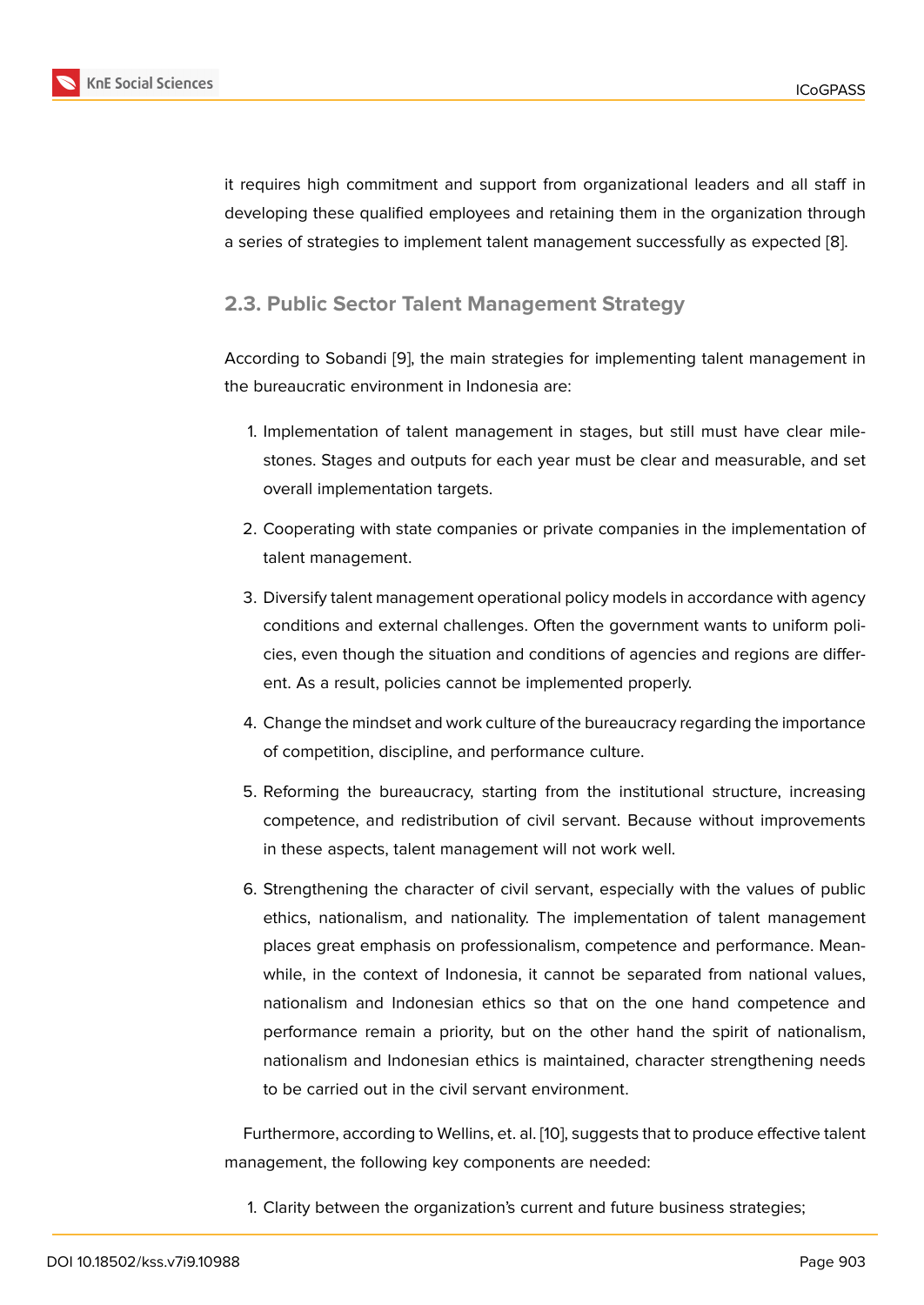it requires high commitment and support from organizational leaders and all staff in developing these qualified employees and retaining them in the organization through a series of strategies to implement talent management successfully as expected [8].

### 2.3. Public Sector Talent Management Strategy

According to Sobandi [9], the main strategies for implementing talent management in the bureaucratic environment in Indonesia are:

1. Implementation of talent management in stages, but still must have clear milestones. Stages and outputs for each year must be clear and measurable, and set overall implementation targets.
2. Cooperating with state companies or private companies in the implementation of talent management.
3. Diversify talent management operational policy models in accordance with agency conditions and external challenges. Often the government wants to uniform policies, even though the situation and conditions of agencies and regions are different. As a result, policies cannot be implemented properly.
4. Change the mindset and work culture of the bureaucracy regarding the importance of competition, discipline, and performance culture.
5. Reforming the bureaucracy, starting from the institutional structure, increasing competence, and redistribution of civil servant. Because without improvements in these aspects, talent management will not work well.
6. Strengthening the character of civil servant, especially with the values of public ethics, nationalism, and nationality. The implementation of talent management places great emphasis on professionalism, competence and performance. Meanwhile, in the context of Indonesia, it cannot be separated from national values, nationalism and Indonesian ethics so that on the one hand competence and performance remain a priority, but on the other hand the spirit of nationalism, nationalism and Indonesian ethics is maintained, character strengthening needs to be carried out in the civil servant environment.

Furthermore, according to Wellins, et. al. [10], suggests that to produce effective talent management, the following key components are needed:

1. Clarity between the organization's current and future business strategies;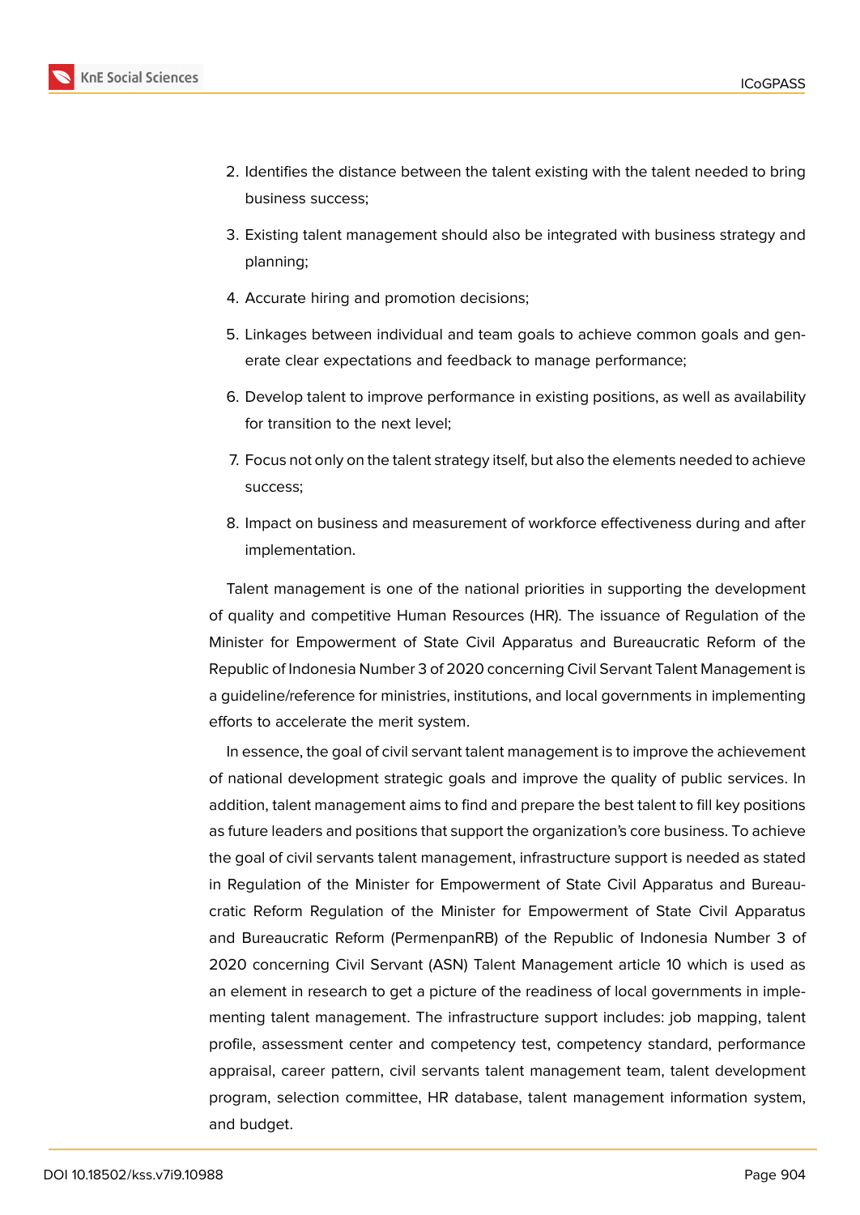2. Identifies the distance between the talent existing with the talent needed to bring business success;
3. Existing talent management should also be integrated with business strategy and planning;
4. Accurate hiring and promotion decisions;
5. Linkages between individual and team goals to achieve common goals and generate clear expectations and feedback to manage performance;
6. Develop talent to improve performance in existing positions, as well as availability for transition to the next level;
7. Focus not only on the talent strategy itself, but also the elements needed to achieve success;
8. Impact on business and measurement of workforce effectiveness during and after implementation.

Talent management is one of the national priorities in supporting the development of quality and competitive Human Resources (HR). The issuance of Regulation of the Minister for Empowerment of State Civil Apparatus and Bureaucratic Reform of the Republic of Indonesia Number 3 of 2020 concerning Civil Servant Talent Management is a guideline/reference for ministries, institutions, and local governments in implementing efforts to accelerate the merit system.

In essence, the goal of civil servant talent management is to improve the achievement of national development strategic goals and improve the quality of public services. In addition, talent management aims to find and prepare the best talent to fill key positions as future leaders and positions that support the organization's core business. To achieve the goal of civil servants talent management, infrastructure support is needed as stated in Regulation of the Minister for Empowerment of State Civil Apparatus and Bureaucratic Reform Regulation of the Minister for Empowerment of State Civil Apparatus and Bureaucratic Reform (PermenpanRB) of the Republic of Indonesia Number 3 of 2020 concerning Civil Servant (ASN) Talent Management article 10 which is used as an element in research to get a picture of the readiness of local governments in implementing talent management. The infrastructure support includes: job mapping, talent profile, assessment center and competency test, competency standard, performance appraisal, career pattern, civil servants talent management team, talent development program, selection committee, HR database, talent management information system, and budget.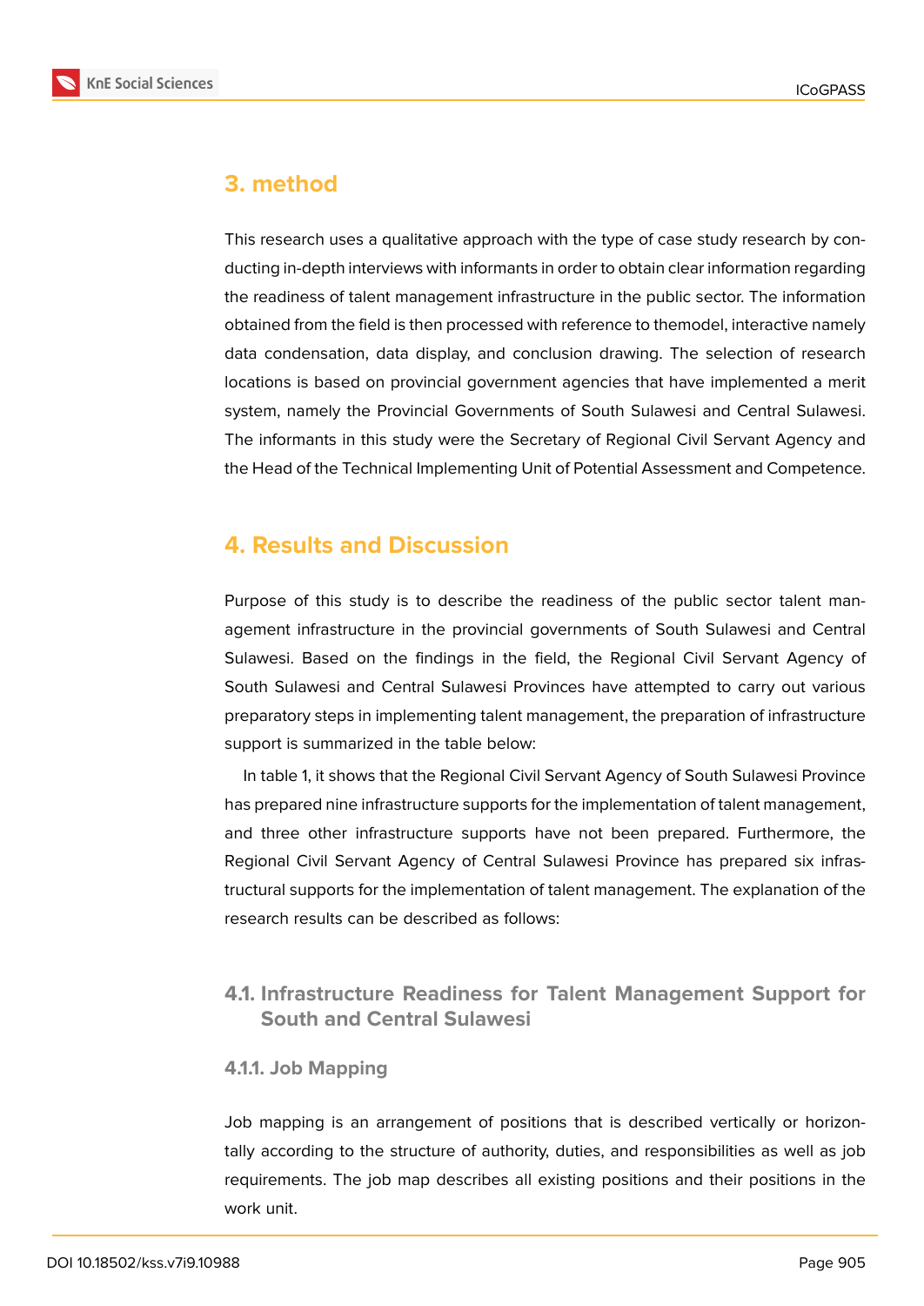## 3. method

This research uses a qualitative approach with the type of case study research by conducting in-depth interviews with informants in order to obtain clear information regarding the readiness of talent management infrastructure in the public sector. The information obtained from the field is then processed with reference to themodel, interactive namely data condensation, data display, and conclusion drawing. The selection of research locations is based on provincial government agencies that have implemented a merit system, namely the Provincial Governments of South Sulawesi and Central Sulawesi. The informants in this study were the Secretary of Regional Civil Servant Agency and the Head of the Technical Implementing Unit of Potential Assessment and Competence.

## 4. Results and Discussion

Purpose of this study is to describe the readiness of the public sector talent management infrastructure in the provincial governments of South Sulawesi and Central Sulawesi. Based on the findings in the field, the Regional Civil Servant Agency of South Sulawesi and Central Sulawesi Provinces have attempted to carry out various preparatory steps in implementing talent management, the preparation of infrastructure support is summarized in the table below:

In table 1, it shows that the Regional Civil Servant Agency of South Sulawesi Province has prepared nine infrastructure supports for the implementation of talent management, and three other infrastructure supports have not been prepared. Furthermore, the Regional Civil Servant Agency of Central Sulawesi Province has prepared six infrastructural supports for the implementation of talent management. The explanation of the research results can be described as follows:

### 4.1. Infrastructure Readiness for Talent Management Support for South and Central Sulawesi

#### 4.1.1. Job Mapping

Job mapping is an arrangement of positions that is described vertically or horizontally according to the structure of authority, duties, and responsibilities as well as job requirements. The job map describes all existing positions and their positions in the work unit.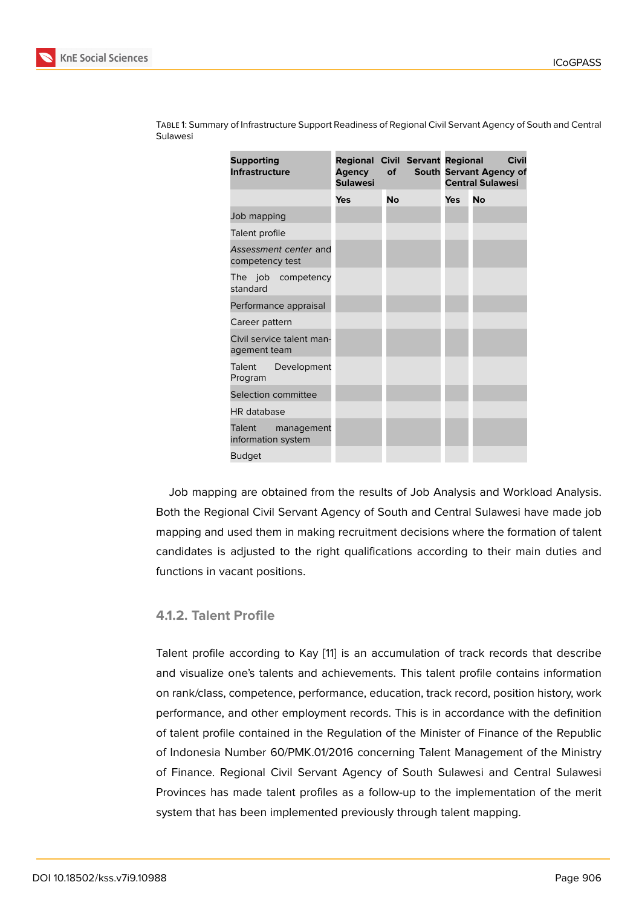Table 1: Summary of Infrastructure Support Readiness of Regional Civil Servant Agency of South and Central Sulawesi

| Supporting Infrastructure | Regional Civil Servant Agency of South Sulawesi | | Regional Civil Servant Agency of Central Sulawesi | |
|---|---|---|---|---|
| | **Yes** | **No** | **Yes** | **No** |
| Job mapping | | | | |
| Talent profile | | | | |
| *Assessment center* and competency test | | | | |
| The job competency standard | | | | |
| Performance appraisal | | | | |
| Career pattern | | | | |
| Civil service talent management team | | | | |
| Talent Development Program | | | | |
| Selection committee | | | | |
| HR database | | | | |
| Talent management information system | | | | |
| Budget | | | | |

Job mapping are obtained from the results of Job Analysis and Workload Analysis. Both the Regional Civil Servant Agency of South and Central Sulawesi have made job mapping and used them in making recruitment decisions where the formation of talent candidates is adjusted to the right qualifications according to their main duties and functions in vacant positions.

### 4.1.2. Talent Profile

Talent profile according to Kay [11] is an accumulation of track records that describe and visualize one's talents and achievements. This talent profile contains information on rank/class, competence, performance, education, track record, position history, work performance, and other employment records. This is in accordance with the definition of talent profile contained in the Regulation of the Minister of Finance of the Republic of Indonesia Number 60/PMK.01/2016 concerning Talent Management of the Ministry of Finance. Regional Civil Servant Agency of South Sulawesi and Central Sulawesi Provinces has made talent profiles as a follow-up to the implementation of the merit system that has been implemented previously through talent mapping.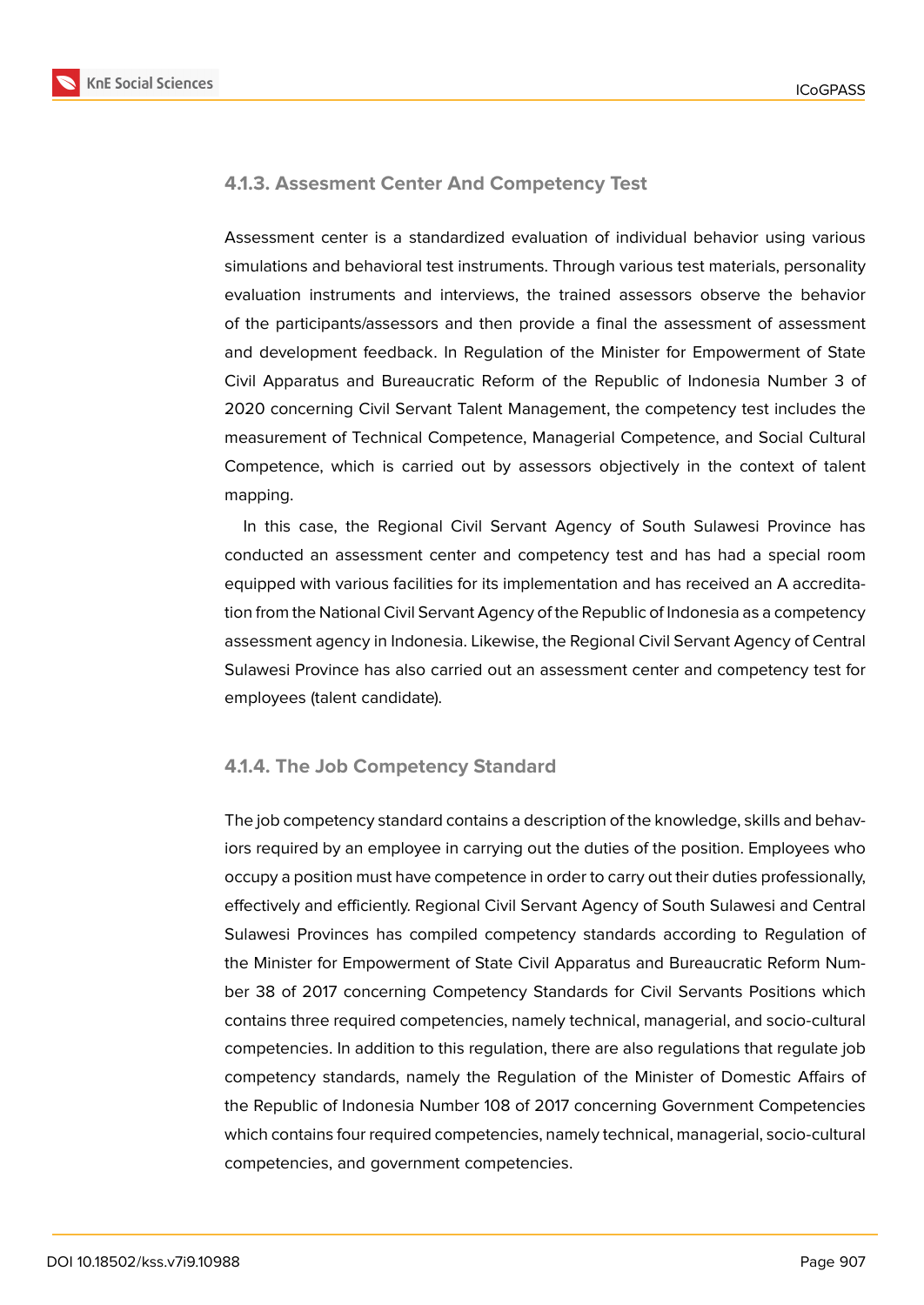#### 4.1.3. Assesment Center And Competency Test

Assessment center is a standardized evaluation of individual behavior using various simulations and behavioral test instruments. Through various test materials, personality evaluation instruments and interviews, the trained assessors observe the behavior of the participants/assessors and then provide a final the assessment of assessment and development feedback. In Regulation of the Minister for Empowerment of State Civil Apparatus and Bureaucratic Reform of the Republic of Indonesia Number 3 of 2020 concerning Civil Servant Talent Management, the competency test includes the measurement of Technical Competence, Managerial Competence, and Social Cultural Competence, which is carried out by assessors objectively in the context of talent mapping.

In this case, the Regional Civil Servant Agency of South Sulawesi Province has conducted an assessment center and competency test and has had a special room equipped with various facilities for its implementation and has received an A accreditation from the National Civil Servant Agency of the Republic of Indonesia as a competency assessment agency in Indonesia. Likewise, the Regional Civil Servant Agency of Central Sulawesi Province has also carried out an assessment center and competency test for employees (talent candidate).

#### 4.1.4. The Job Competency Standard

The job competency standard contains a description of the knowledge, skills and behaviors required by an employee in carrying out the duties of the position. Employees who occupy a position must have competence in order to carry out their duties professionally, effectively and efficiently. Regional Civil Servant Agency of South Sulawesi and Central Sulawesi Provinces has compiled competency standards according to Regulation of the Minister for Empowerment of State Civil Apparatus and Bureaucratic Reform Number 38 of 2017 concerning Competency Standards for Civil Servants Positions which contains three required competencies, namely technical, managerial, and socio-cultural competencies. In addition to this regulation, there are also regulations that regulate job competency standards, namely the Regulation of the Minister of Domestic Affairs of the Republic of Indonesia Number 108 of 2017 concerning Government Competencies which contains four required competencies, namely technical, managerial, socio-cultural competencies, and government competencies.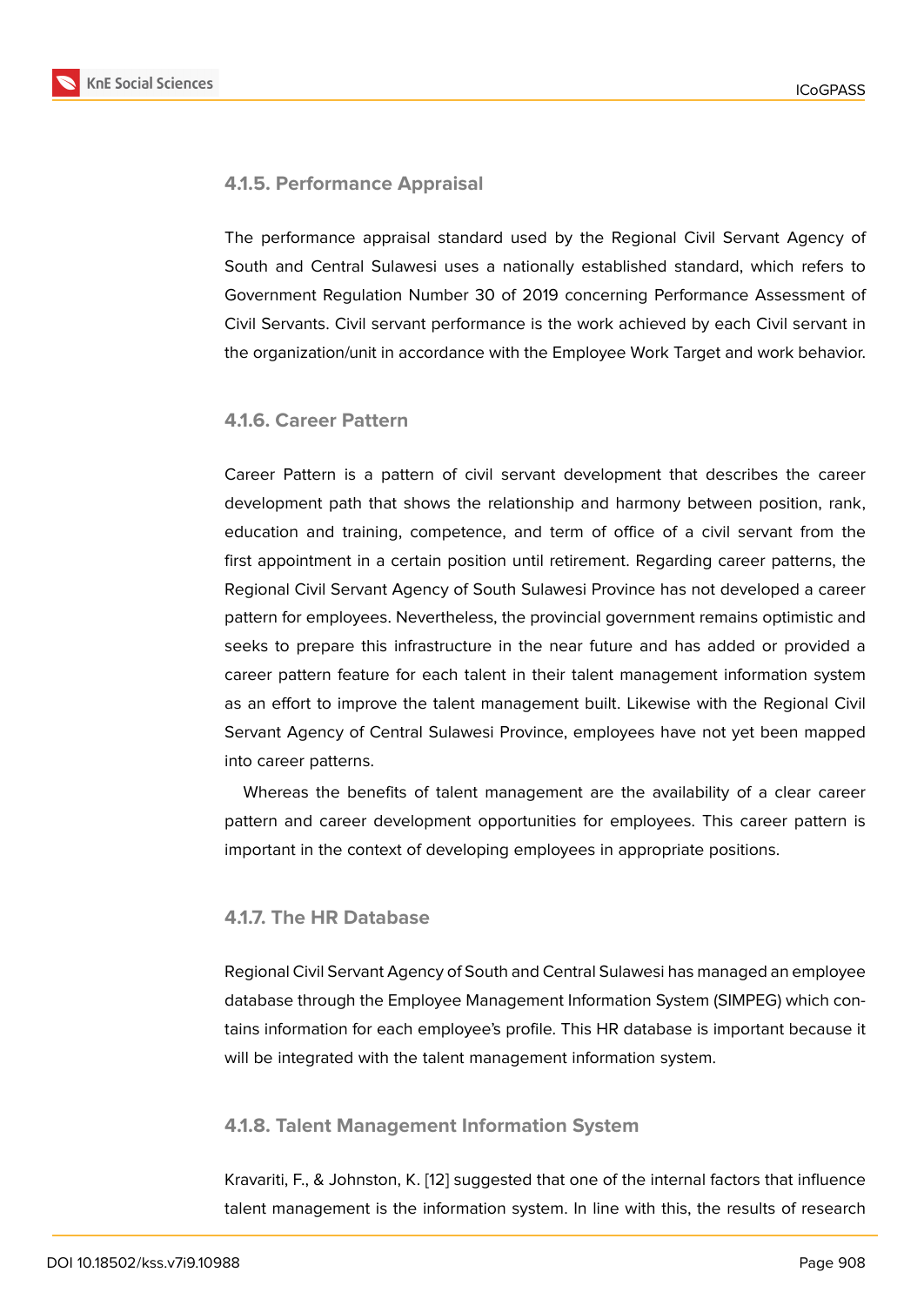#### 4.1.5. Performance Appraisal

The performance appraisal standard used by the Regional Civil Servant Agency of South and Central Sulawesi uses a nationally established standard, which refers to Government Regulation Number 30 of 2019 concerning Performance Assessment of Civil Servants. Civil servant performance is the work achieved by each Civil servant in the organization/unit in accordance with the Employee Work Target and work behavior.

#### 4.1.6. Career Pattern

Career Pattern is a pattern of civil servant development that describes the career development path that shows the relationship and harmony between position, rank, education and training, competence, and term of office of a civil servant from the first appointment in a certain position until retirement. Regarding career patterns, the Regional Civil Servant Agency of South Sulawesi Province has not developed a career pattern for employees. Nevertheless, the provincial government remains optimistic and seeks to prepare this infrastructure in the near future and has added or provided a career pattern feature for each talent in their talent management information system as an effort to improve the talent management built. Likewise with the Regional Civil Servant Agency of Central Sulawesi Province, employees have not yet been mapped into career patterns.

Whereas the benefits of talent management are the availability of a clear career pattern and career development opportunities for employees. This career pattern is important in the context of developing employees in appropriate positions.

#### 4.1.7. The HR Database

Regional Civil Servant Agency of South and Central Sulawesi has managed an employee database through the Employee Management Information System (SIMPEG) which contains information for each employee's profile. This HR database is important because it will be integrated with the talent management information system.

#### 4.1.8. Talent Management Information System

Kravariti, F., & Johnston, K. [12] suggested that one of the internal factors that influence talent management is the information system. In line with this, the results of research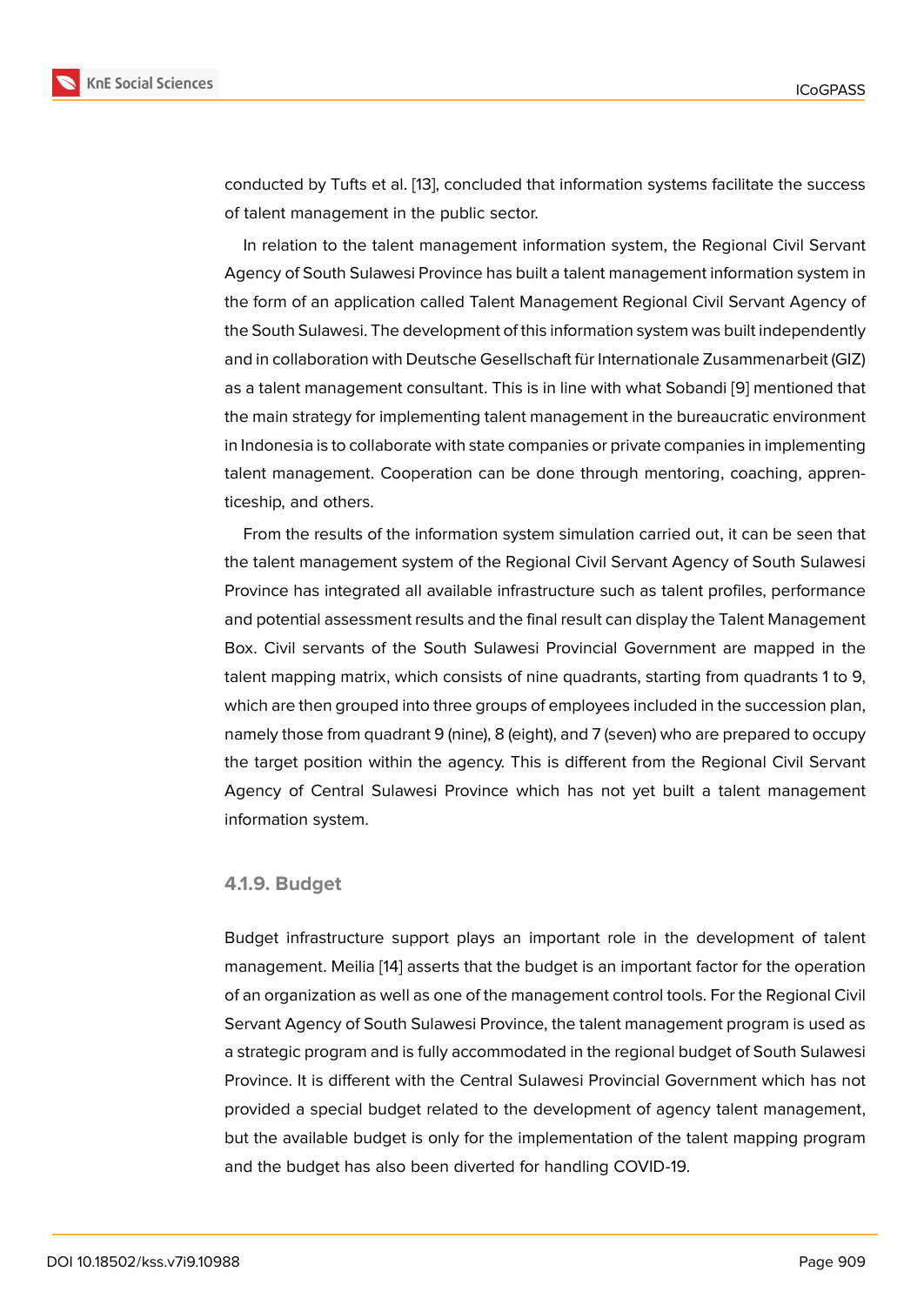conducted by Tufts et al. [13], concluded that information systems facilitate the success of talent management in the public sector.

In relation to the talent management information system, the Regional Civil Servant Agency of South Sulawesi Province has built a talent management information system in the form of an application called Talent Management Regional Civil Servant Agency of the South Sulawesi. The development of this information system was built independently and in collaboration with Deutsche Gesellschaft für Internationale Zusammenarbeit (GIZ) as a talent management consultant. This is in line with what Sobandi [9] mentioned that the main strategy for implementing talent management in the bureaucratic environment in Indonesia is to collaborate with state companies or private companies in implementing talent management. Cooperation can be done through mentoring, coaching, apprenticeship, and others.

From the results of the information system simulation carried out, it can be seen that the talent management system of the Regional Civil Servant Agency of South Sulawesi Province has integrated all available infrastructure such as talent profiles, performance and potential assessment results and the final result can display the Talent Management Box. Civil servants of the South Sulawesi Provincial Government are mapped in the talent mapping matrix, which consists of nine quadrants, starting from quadrants 1 to 9, which are then grouped into three groups of employees included in the succession plan, namely those from quadrant 9 (nine), 8 (eight), and 7 (seven) who are prepared to occupy the target position within the agency. This is different from the Regional Civil Servant Agency of Central Sulawesi Province which has not yet built a talent management information system.

#### 4.1.9. Budget

Budget infrastructure support plays an important role in the development of talent management. Meilia [14] asserts that the budget is an important factor for the operation of an organization as well as one of the management control tools. For the Regional Civil Servant Agency of South Sulawesi Province, the talent management program is used as a strategic program and is fully accommodated in the regional budget of South Sulawesi Province. It is different with the Central Sulawesi Provincial Government which has not provided a special budget related to the development of agency talent management, but the available budget is only for the implementation of the talent mapping program and the budget has also been diverted for handling COVID-19.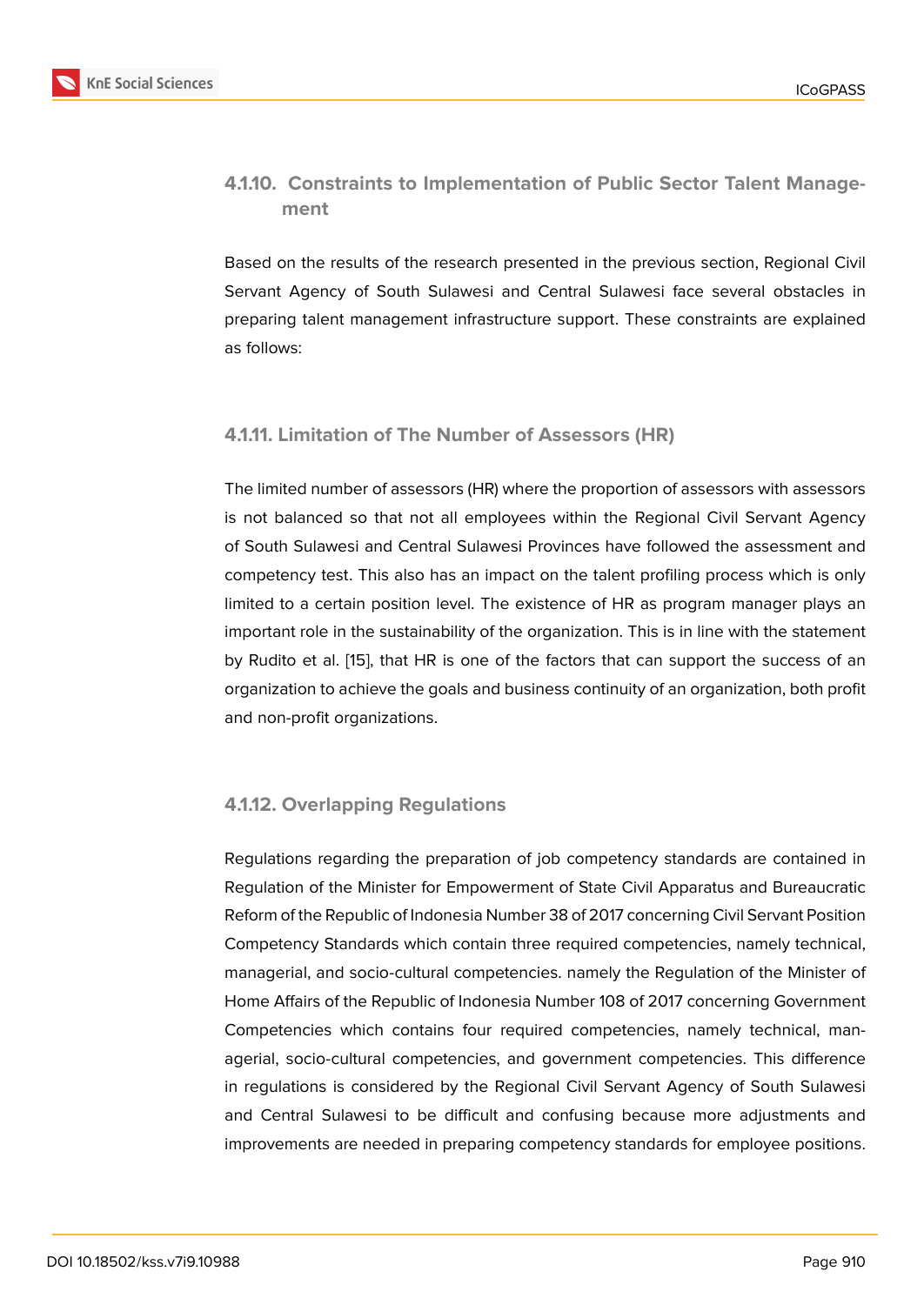#### 4.1.10. Constraints to Implementation of Public Sector Talent Management

Based on the results of the research presented in the previous section, Regional Civil Servant Agency of South Sulawesi and Central Sulawesi face several obstacles in preparing talent management infrastructure support. These constraints are explained as follows:

#### 4.1.11. Limitation of The Number of Assessors (HR)

The limited number of assessors (HR) where the proportion of assessors with assessors is not balanced so that not all employees within the Regional Civil Servant Agency of South Sulawesi and Central Sulawesi Provinces have followed the assessment and competency test. This also has an impact on the talent profiling process which is only limited to a certain position level. The existence of HR as program manager plays an important role in the sustainability of the organization. This is in line with the statement by Rudito et al. [15], that HR is one of the factors that can support the success of an organization to achieve the goals and business continuity of an organization, both profit and non-profit organizations.

#### 4.1.12. Overlapping Regulations

Regulations regarding the preparation of job competency standards are contained in Regulation of the Minister for Empowerment of State Civil Apparatus and Bureaucratic Reform of the Republic of Indonesia Number 38 of 2017 concerning Civil Servant Position Competency Standards which contain three required competencies, namely technical, managerial, and socio-cultural competencies. namely the Regulation of the Minister of Home Affairs of the Republic of Indonesia Number 108 of 2017 concerning Government Competencies which contains four required competencies, namely technical, managerial, socio-cultural competencies, and government competencies. This difference in regulations is considered by the Regional Civil Servant Agency of South Sulawesi and Central Sulawesi to be difficult and confusing because more adjustments and improvements are needed in preparing competency standards for employee positions.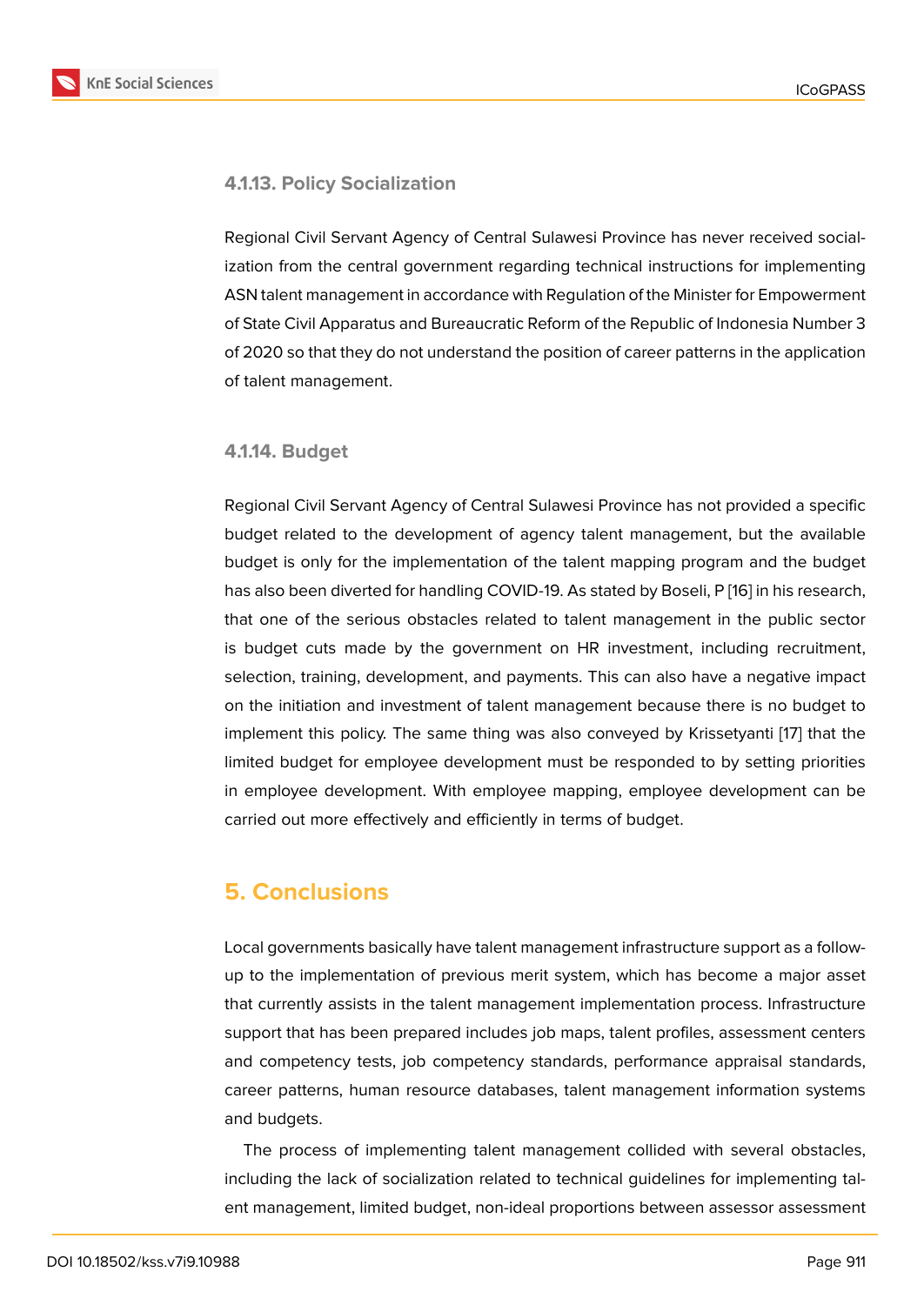#### 4.1.13. Policy Socialization

Regional Civil Servant Agency of Central Sulawesi Province has never received socialization from the central government regarding technical instructions for implementing ASN talent management in accordance with Regulation of the Minister for Empowerment of State Civil Apparatus and Bureaucratic Reform of the Republic of Indonesia Number 3 of 2020 so that they do not understand the position of career patterns in the application of talent management.

#### 4.1.14. Budget

Regional Civil Servant Agency of Central Sulawesi Province has not provided a specific budget related to the development of agency talent management, but the available budget is only for the implementation of the talent mapping program and the budget has also been diverted for handling COVID-19. As stated by Boseli, P [16] in his research, that one of the serious obstacles related to talent management in the public sector is budget cuts made by the government on HR investment, including recruitment, selection, training, development, and payments. This can also have a negative impact on the initiation and investment of talent management because there is no budget to implement this policy. The same thing was also conveyed by Krissetyanti [17] that the limited budget for employee development must be responded to by setting priorities in employee development. With employee mapping, employee development can be carried out more effectively and efficiently in terms of budget.

## 5. Conclusions

Local governments basically have talent management infrastructure support as a follow-up to the implementation of previous merit system, which has become a major asset that currently assists in the talent management implementation process. Infrastructure support that has been prepared includes job maps, talent profiles, assessment centers and competency tests, job competency standards, performance appraisal standards, career patterns, human resource databases, talent management information systems and budgets.

The process of implementing talent management collided with several obstacles, including the lack of socialization related to technical guidelines for implementing talent management, limited budget, non-ideal proportions between assessor assessment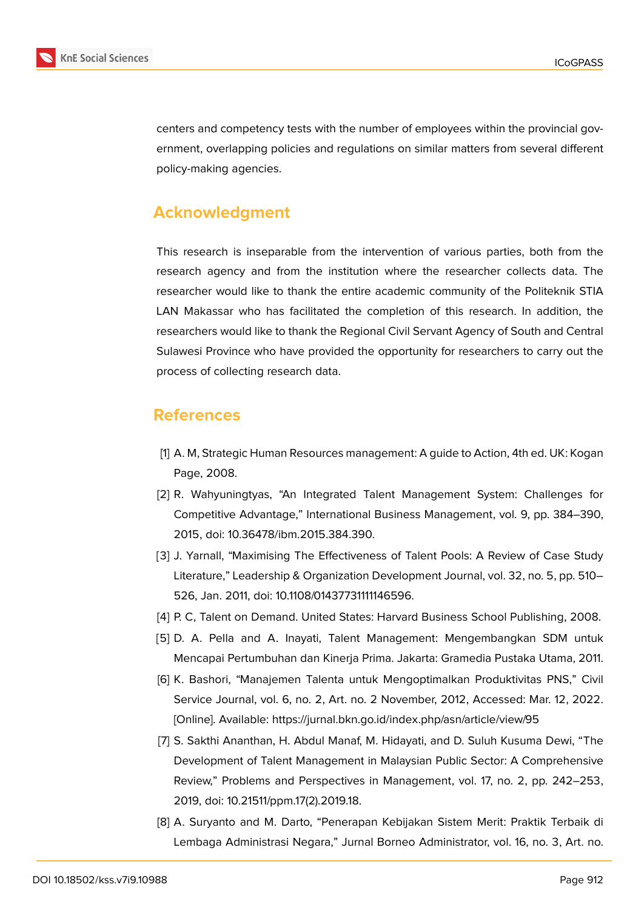centers and competency tests with the number of employees within the provincial government, overlapping policies and regulations on similar matters from several different policy-making agencies.

## Acknowledgment

This research is inseparable from the intervention of various parties, both from the research agency and from the institution where the researcher collects data. The researcher would like to thank the entire academic community of the Politeknik STIA LAN Makassar who has facilitated the completion of this research. In addition, the researchers would like to thank the Regional Civil Servant Agency of South and Central Sulawesi Province who have provided the opportunity for researchers to carry out the process of collecting research data.

## References

[1] A. M, Strategic Human Resources management: A guide to Action, 4th ed. UK: Kogan Page, 2008.

[2] R. Wahyuningtyas, "An Integrated Talent Management System: Challenges for Competitive Advantage," International Business Management, vol. 9, pp. 384–390, 2015, doi: 10.36478/ibm.2015.384.390.

[3] J. Yarnall, "Maximising The Effectiveness of Talent Pools: A Review of Case Study Literature," Leadership & Organization Development Journal, vol. 32, no. 5, pp. 510–526, Jan. 2011, doi: 10.1108/01437731111146596.

[4] P. C, Talent on Demand. United States: Harvard Business School Publishing, 2008.

[5] D. A. Pella and A. Inayati, Talent Management: Mengembangkan SDM untuk Mencapai Pertumbuhan dan Kinerja Prima. Jakarta: Gramedia Pustaka Utama, 2011.

[6] K. Bashori, "Manajemen Talenta untuk Mengoptimalkan Produktivitas PNS," Civil Service Journal, vol. 6, no. 2, Art. no. 2 November, 2012, Accessed: Mar. 12, 2022. [Online]. Available: https://jurnal.bkn.go.id/index.php/asn/article/view/95

[7] S. Sakthi Ananthan, H. Abdul Manaf, M. Hidayati, and D. Suluh Kusuma Dewi, "The Development of Talent Management in Malaysian Public Sector: A Comprehensive Review," Problems and Perspectives in Management, vol. 17, no. 2, pp. 242–253, 2019, doi: 10.21511/ppm.17(2).2019.18.

[8] A. Suryanto and M. Darto, "Penerapan Kebijakan Sistem Merit: Praktik Terbaik di Lembaga Administrasi Negara," Jurnal Borneo Administrator, vol. 16, no. 3, Art. no.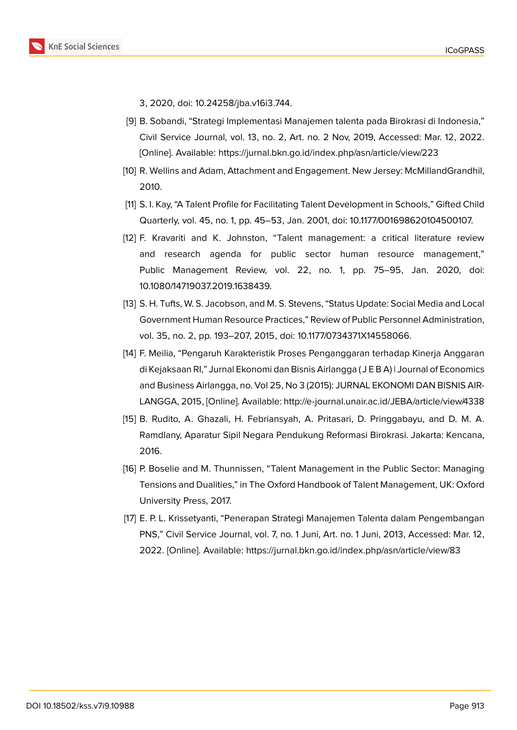3, 2020, doi: 10.24258/jba.v16i3.744.

[9] B. Sobandi, “Strategi Implementasi Manajemen talenta pada Birokrasi di Indonesia,” Civil Service Journal, vol. 13, no. 2, Art. no. 2 Nov, 2019, Accessed: Mar. 12, 2022. [Online]. Available: https://jurnal.bkn.go.id/index.php/asn/article/view/223

[10] R. Wellins and Adam, Attachment and Engagement. New Jersey: McMillandGrandhil, 2010.

[11] S. I. Kay, “A Talent Profile for Facilitating Talent Development in Schools,” Gifted Child Quarterly, vol. 45, no. 1, pp. 45–53, Jan. 2001, doi: 10.1177/001698620104500107.

[12] F. Kravariti and K. Johnston, “Talent management: a critical literature review and research agenda for public sector human resource management,” Public Management Review, vol. 22, no. 1, pp. 75–95, Jan. 2020, doi: 10.1080/14719037.2019.1638439.

[13] S. H. Tufts, W. S. Jacobson, and M. S. Stevens, “Status Update: Social Media and Local Government Human Resource Practices,” Review of Public Personnel Administration, vol. 35, no. 2, pp. 193–207, 2015, doi: 10.1177/0734371X14558066.

[14] F. Meilia, “Pengaruh Karakteristik Proses Penganggaran terhadap Kinerja Anggaran di Kejaksaan RI,” Jurnal Ekonomi dan Bisnis Airlangga ( J E B A) | Journal of Economics and Business Airlangga, no. Vol 25, No 3 (2015): JURNAL EKONOMI DAN BISNIS AIRLANGGA, 2015, [Online]. Available: http://e-journal.unair.ac.id/JEBA/article/view/4338

[15] B. Rudito, A. Ghazali, H. Febriansyah, A. Pritasari, D. Pringgabayu, and D. M. A. Ramdlany, Aparatur Sipil Negara Pendukung Reformasi Birokrasi. Jakarta: Kencana, 2016.

[16] P. Boselie and M. Thunnissen, “Talent Management in the Public Sector: Managing Tensions and Dualities,” in The Oxford Handbook of Talent Management, UK: Oxford University Press, 2017.

[17] E. P. L. Krissetyanti, “Penerapan Strategi Manajemen Talenta dalam Pengembangan PNS,” Civil Service Journal, vol. 7, no. 1 Juni, Art. no. 1 Juni, 2013, Accessed: Mar. 12, 2022. [Online]. Available: https://jurnal.bkn.go.id/index.php/asn/article/view/83